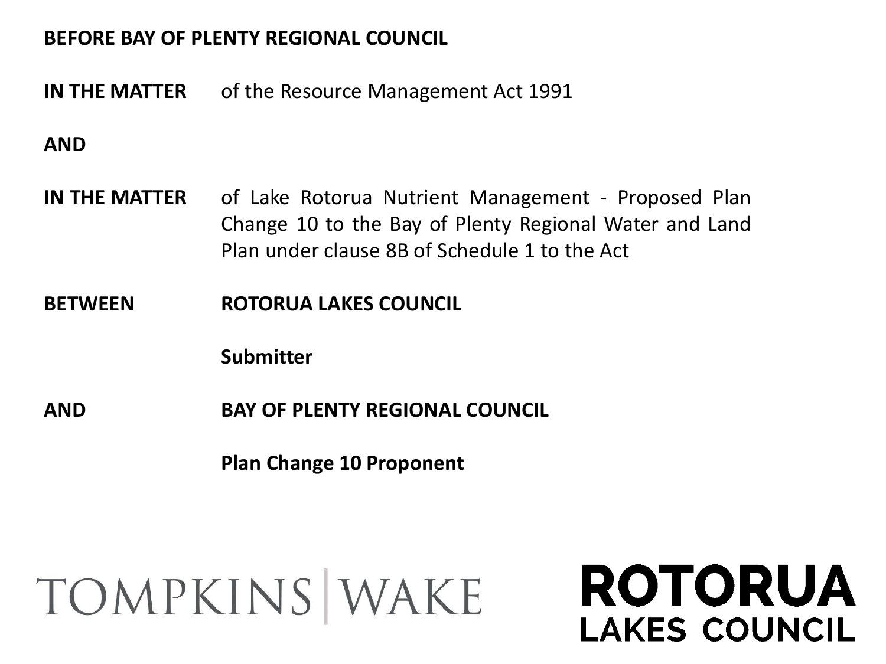**BEFORE BAY OF PLENTY REGIONAL COUNCIL**

**IN THE MATTER** of the Resource Management Act 1991

**AND**

**IN THE MATTER** of Lake Rotorua Nutrient Management - Proposed Plan Change 10 to the Bay of Plenty Regional Water and Land Plan under clause 8B of Schedule 1 to the Act

**BETWEEN** **ROTORUA LAKES COUNCIL**

**Submitter**

**AND** **BAY OF PLENTY REGIONAL COUNCIL**

**Plan Change 10 Proponent**

TOMPKINS | WAKE

ROTORUA LAKES COUNCIL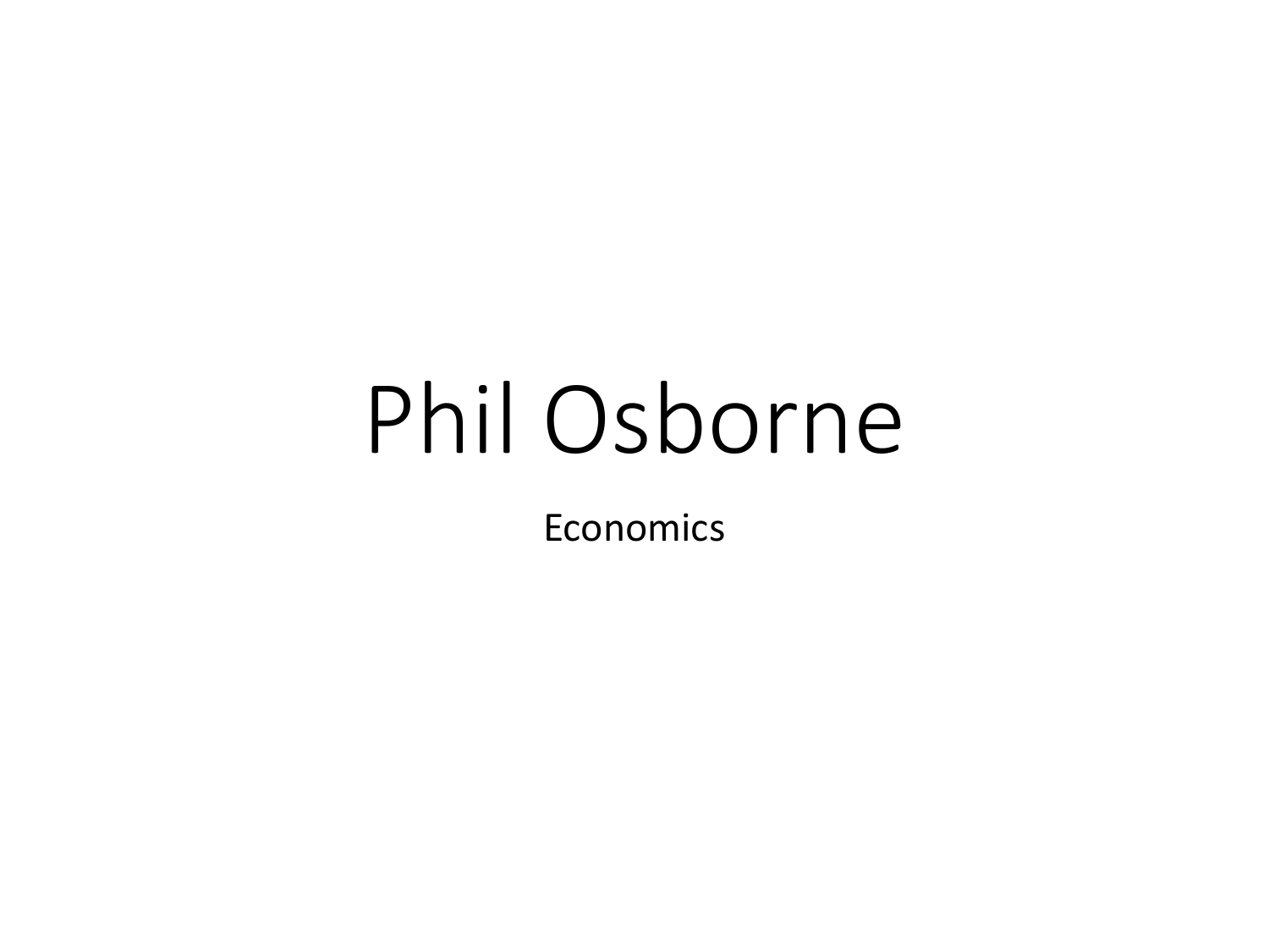# Phil Osborne

Economics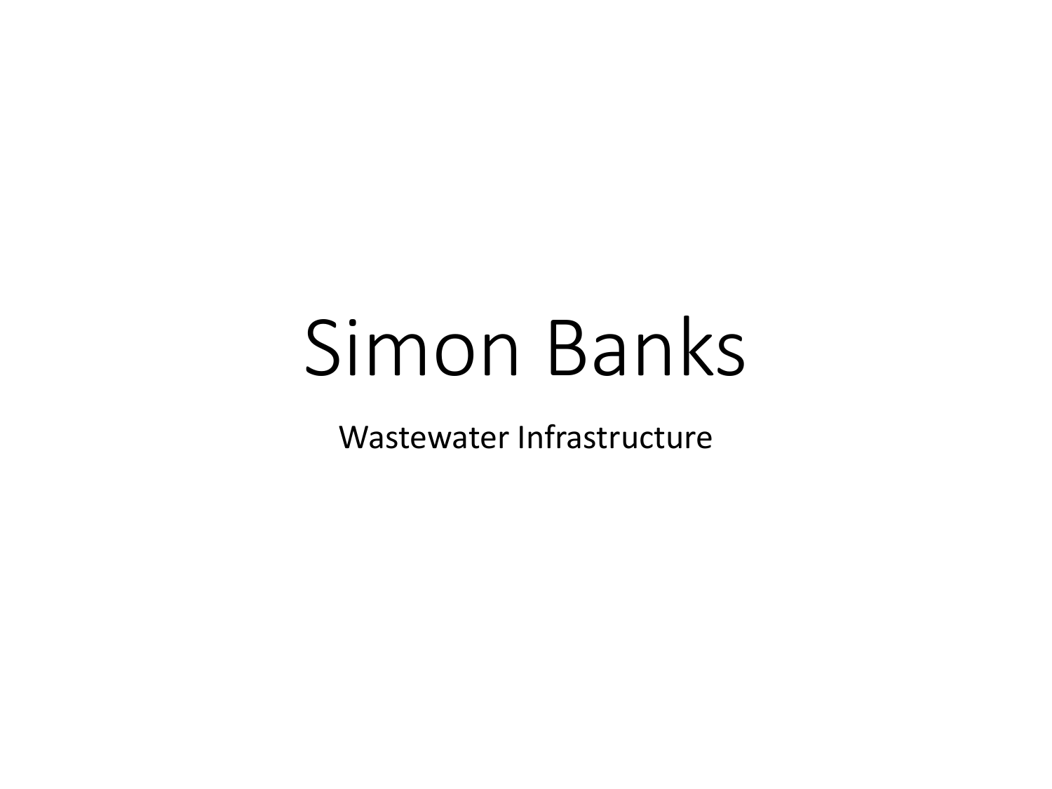# Simon Banks

Wastewater Infrastructure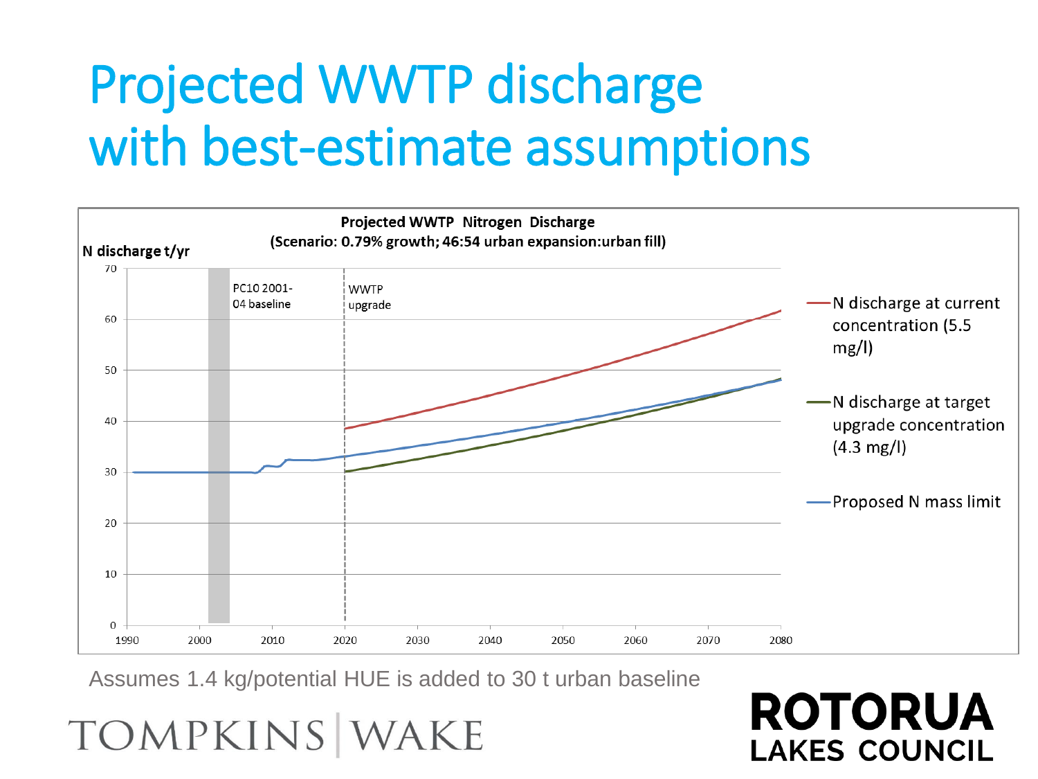# Projected WWTP discharge with best-estimate assumptions

**Projected WWTP Nitrogen Discharge**
**(Scenario: 0.79% growth; 46:54 urban expansion:urban fill)**

**N discharge t/yr**

70
60
50
40
30
20
10
0

1990 2000 2010 2020 2030 2040 2050 2060 2070 2080

PC10 2001-04 baseline

WWTP upgrade

N discharge at current concentration (5.5 mg/l)

N discharge at target upgrade concentration (4.3 mg/l)

Proposed N mass limit

Assumes 1.4 kg/potential HUE is added to 30 t urban baseline

TOMPKINS | WAKE

ROTORUA LAKES COUNCIL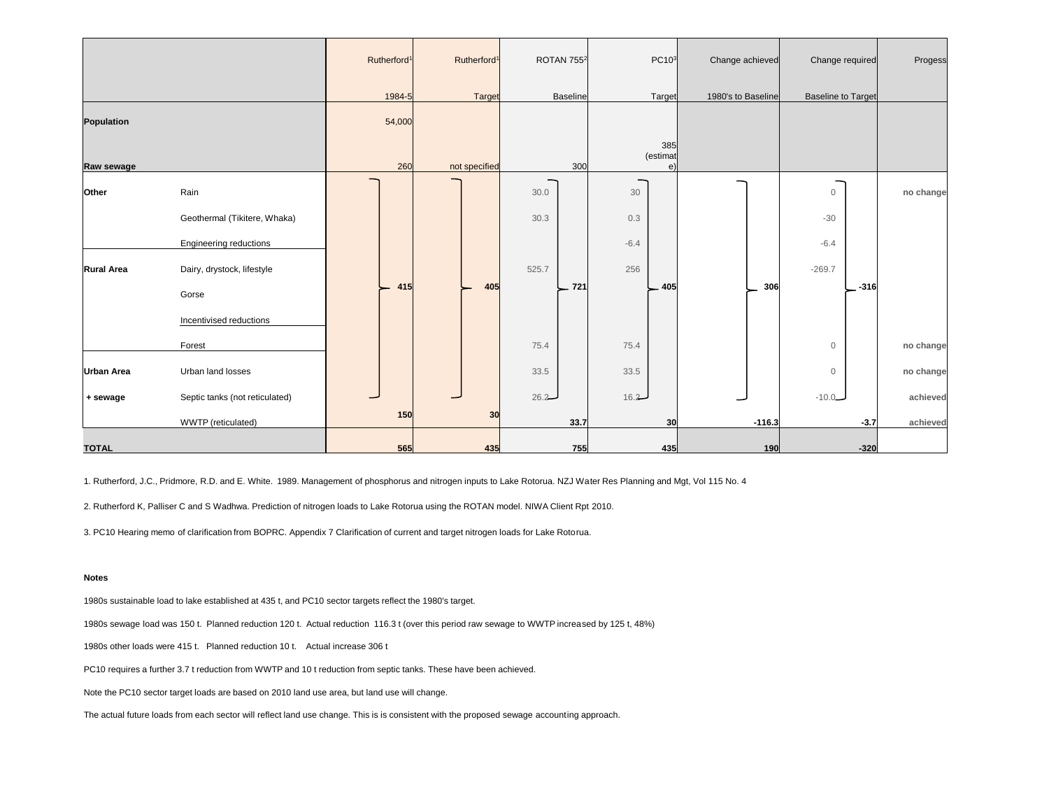| | | Rutherford[1] 1984-5 | Rutherford[1] Target | ROTAN 755[2] Baseline | PC10[3] Target | Change achieved 1980's to Baseline | Change required Baseline to Target | Progess |
|---|---|---|---|---|---|---|---|---|
| **Population** | | 54,000 | | | | | | |
| **Raw sewage** | | 260 | not specified | 300 | 385 (estimate) | | | |
| **Other** | Rain | | | 30.0 | 30 | | 0 | **no change** |
| | Geothermal (Tikitere, Whaka) | | | 30.3 | 0.3 | | -30 | |
| | Engineering reductions | | | | -6.4 | | -6.4 | |
| **Rural Area** | Dairy, drystock, lifestyle | | | 525.7 | 256 | | -269.7 | |
| | Gorse | **415** | **405** | **721** | **405** | **306** | **-316** | |
| | Incentivised reductions | | | | | | | |
| | Forest | | | 75.4 | 75.4 | | 0 | **no change** |
| **Urban Area** | Urban land losses | | | 33.5 | 33.5 | | 0 | **no change** |
| **+ sewage** | Septic tanks (not reticulated) | | | 26.2 | 16.2 | | -10.0 | **achieved** |
| | WWTP (reticulated) | **150** | **30** | **33.7** | **30** | **-116.3** | **-3.7** | **achieved** |
| **TOTAL** | | **565** | **435** | **755** | **435** | **190** | **-320** | |

1. Rutherford, J.C., Pridmore, R.D. and E. White. 1989. Management of phosphorus and nitrogen inputs to Lake Rotorua. NZJ Water Res Planning and Mgt, Vol 115 No. 4

2. Rutherford K, Palliser C and S Wadhwa. Prediction of nitrogen loads to Lake Rotorua using the ROTAN model. NIWA Client Rpt 2010.

3. PC10 Hearing memo of clarification from BOPRC. Appendix 7 Clarification of current and target nitrogen loads for Lake Rotorua.

**Notes**

1980s sustainable load to lake established at 435 t, and PC10 sector targets reflect the 1980's target.

1980s sewage load was 150 t. Planned reduction 120 t. Actual reduction 116.3 t (over this period raw sewage to WWTP increased by 125 t, 48%)

1980s other loads were 415 t. Planned reduction 10 t. Actual increase 306 t

PC10 requires a further 3.7 t reduction from WWTP and 10 t reduction from septic tanks. These have been achieved.

Note the PC10 sector target loads are based on 2010 land use area, but land use will change.

The actual future loads from each sector will reflect land use change. This is is consistent with the proposed sewage accounting approach.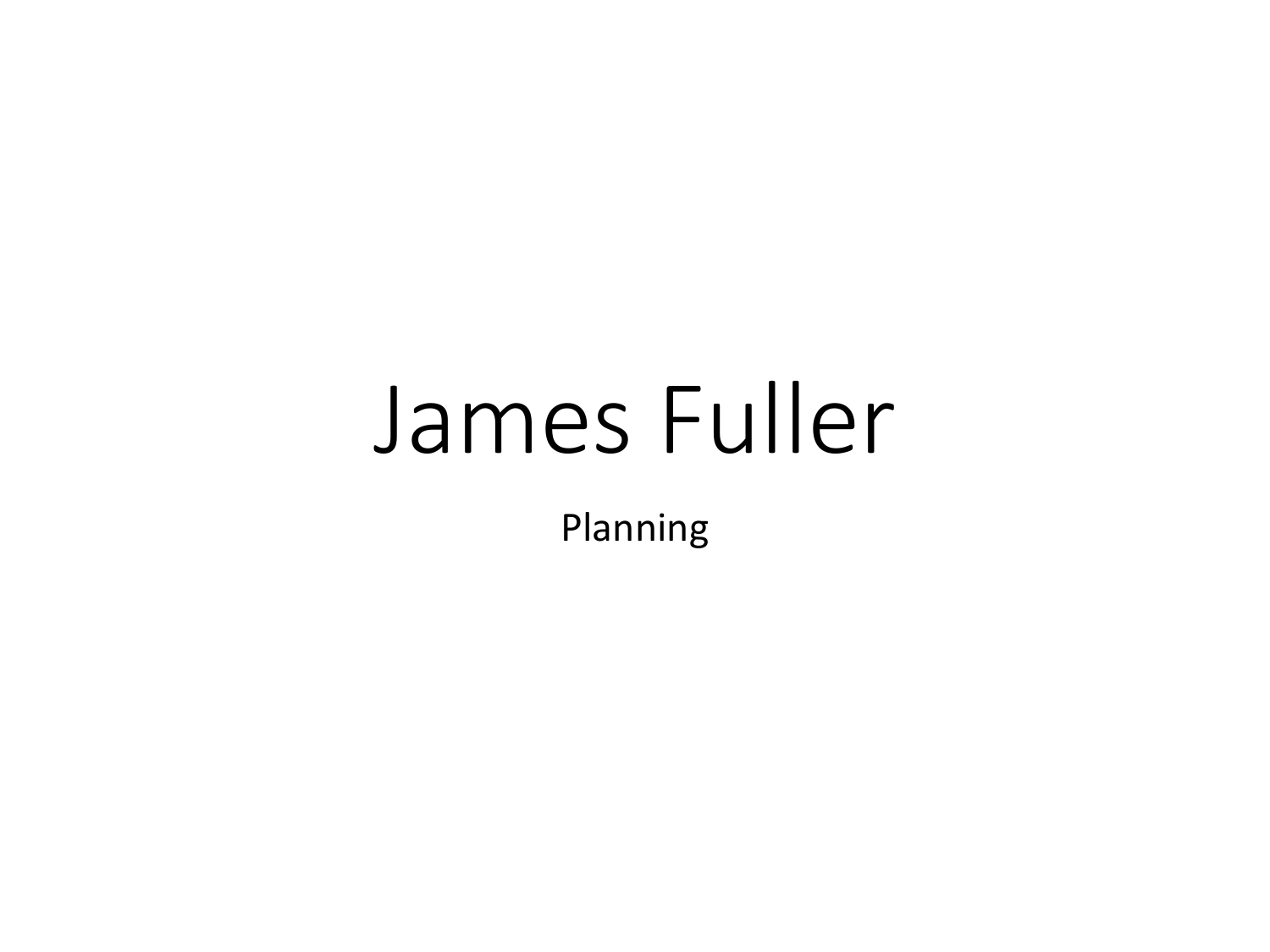# James Fuller

Planning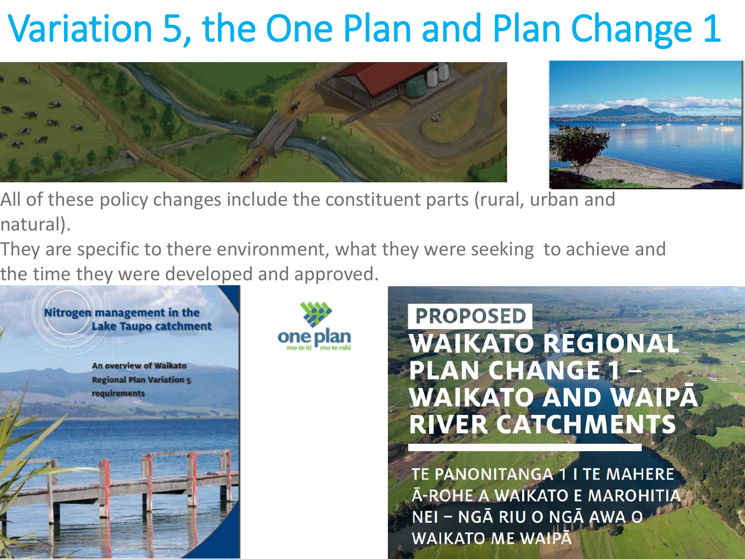# Variation 5, the One Plan and Plan Change 1

All of these policy changes include the constituent parts (rural, urban and natural).

They are specific to there environment, what they were seeking to achieve and the time they were developed and approved.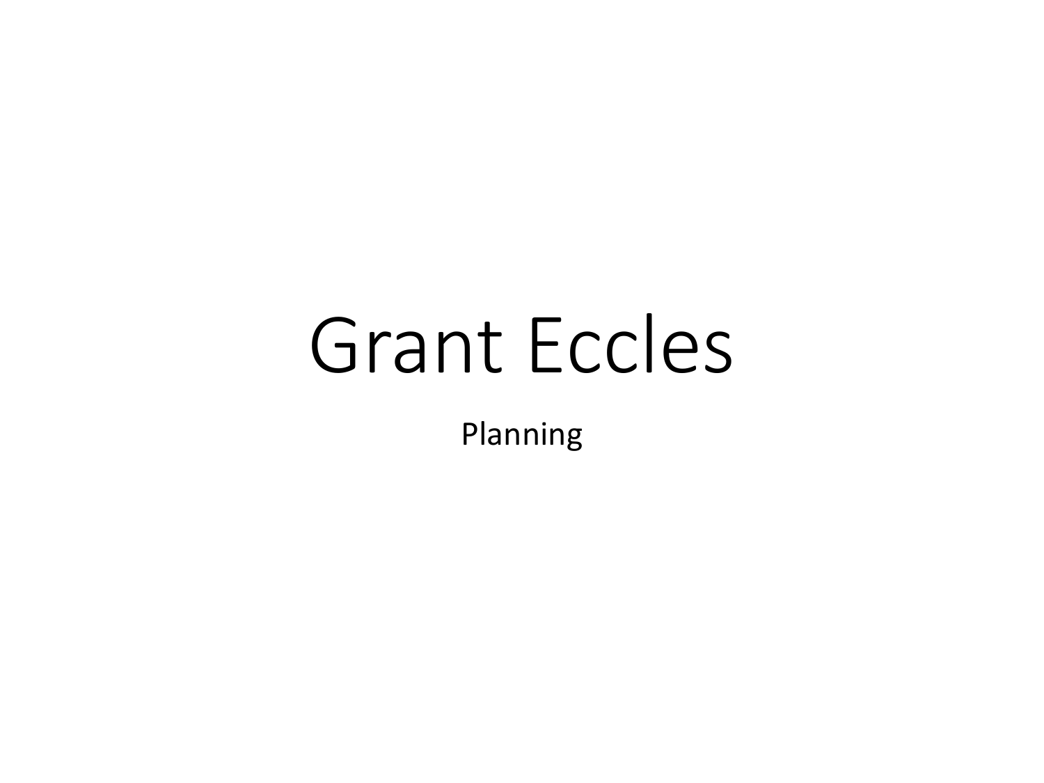# Grant Eccles

Planning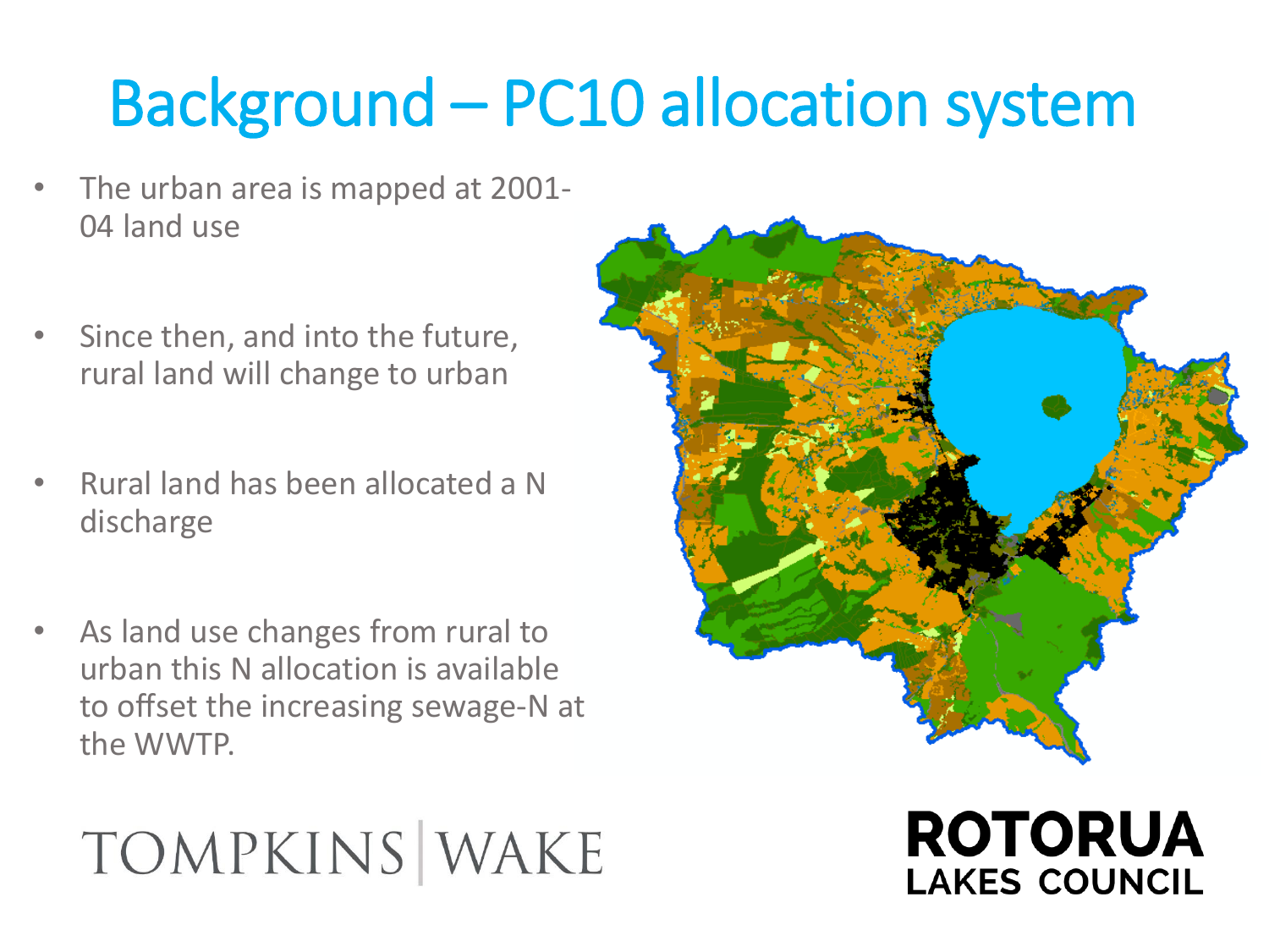# Background – PC10 allocation system

- The urban area is mapped at 2001-04 land use
- Since then, and into the future, rural land will change to urban
- Rural land has been allocated a N discharge
- As land use changes from rural to urban this N allocation is available to offset the increasing sewage-N at the WWTP.

TOMPKINS | WAKE

ROTORUA LAKES COUNCIL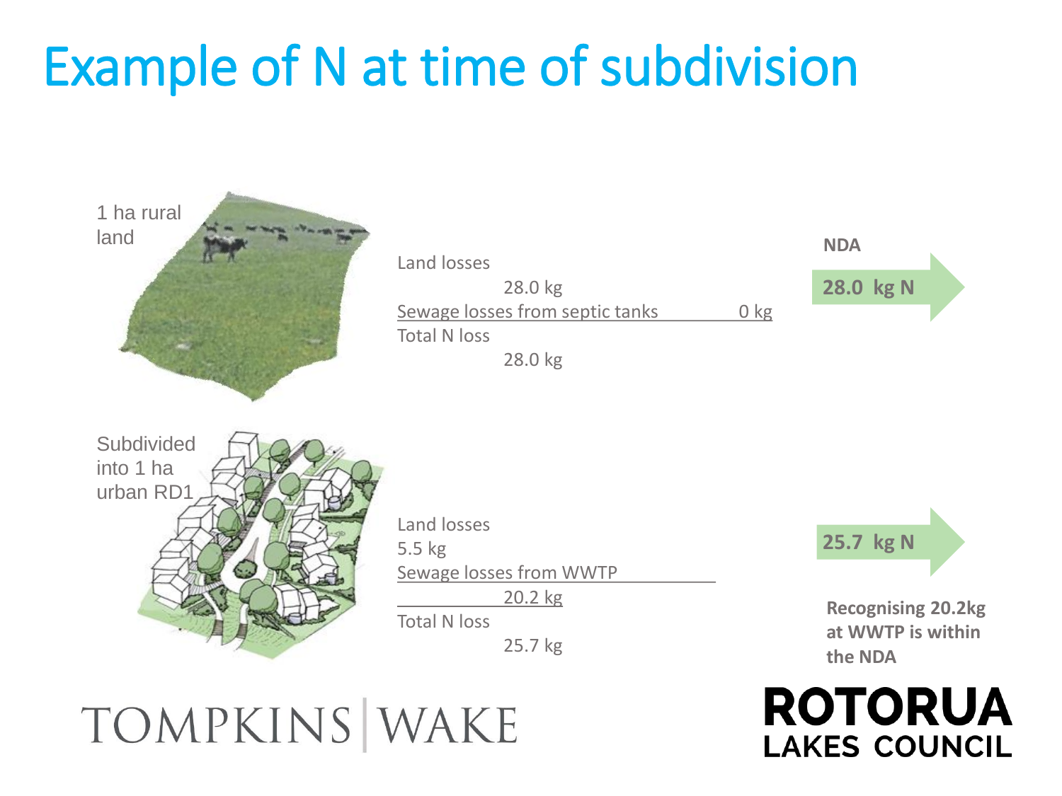# Example of N at time of subdivision

1 ha rural land

Land losses 28.0 kg

Sewage losses from septic tanks 0 kg

Total N loss 28.0 kg

**NDA**

**28.0 kg N**

Subdivided into 1 ha urban RD1

Land losses 5.5 kg

Sewage losses from WWTP 20.2 kg

Total N loss 25.7 kg

**25.7 kg N**

**Recognising 20.2kg at WWTP is within the NDA**

TOMPKINS | WAKE

ROTORUA LAKES COUNCIL